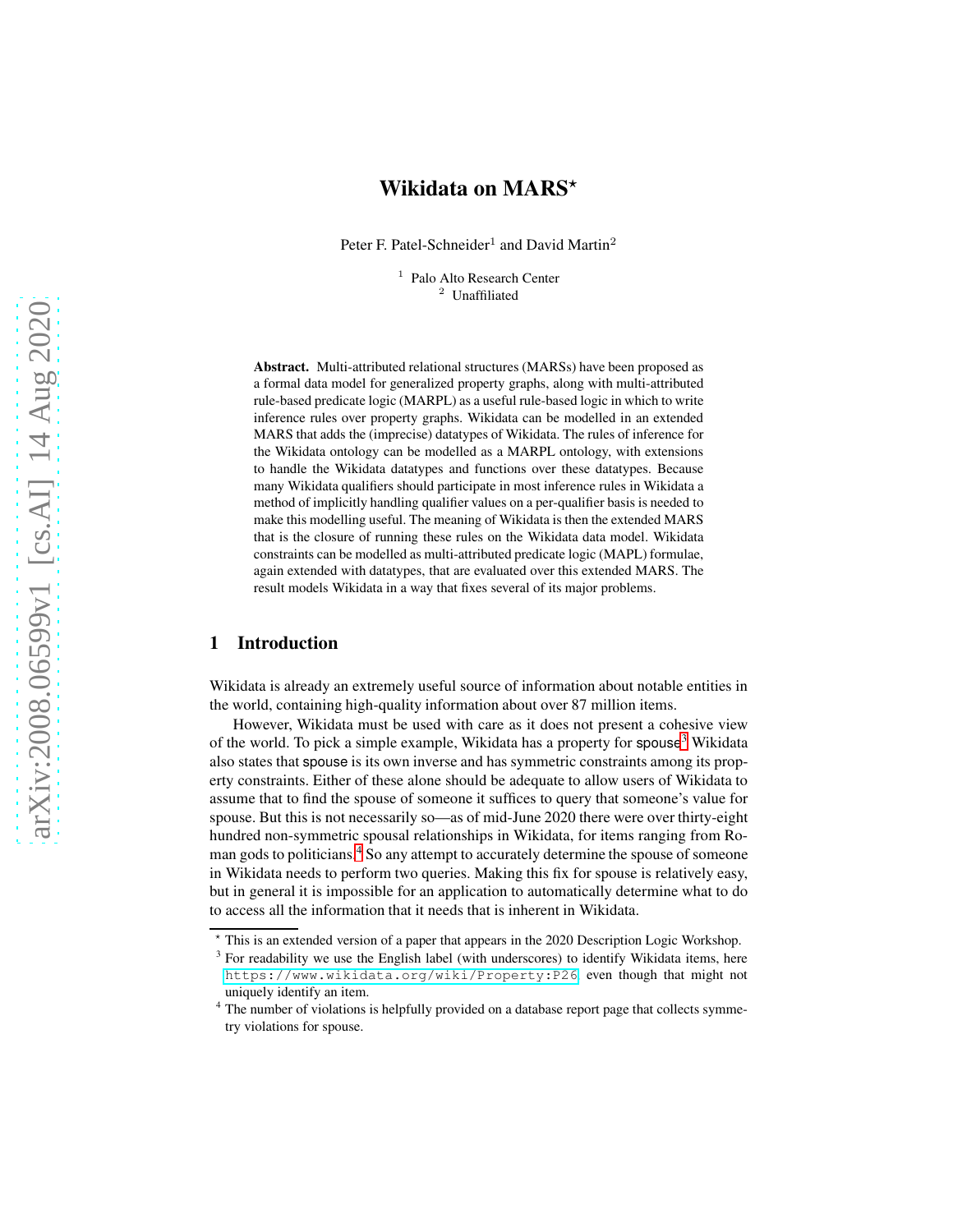# Wikidata on MARS*

Peter F. Patel-Schneider[1] and David Martin[2]

[1] Palo Alto Research Center
[2] Unaffiliated

**Abstract.** Multi-attributed relational structures (MARSs) have been proposed as a formal data model for generalized property graphs, along with multi-attributed rule-based predicate logic (MARPL) as a useful rule-based logic in which to write inference rules over property graphs. Wikidata can be modelled in an extended MARS that adds the (imprecise) datatypes of Wikidata. The rules of inference for the Wikidata ontology can be modelled as a MARPL ontology, with extensions to handle the Wikidata datatypes and functions over these datatypes. Because many Wikidata qualifiers should participate in most inference rules in Wikidata a method of implicitly handling qualifier values on a per-qualifier basis is needed to make this modelling useful. The meaning of Wikidata is then the extended MARS that is the closure of running these rules on the Wikidata data model. Wikidata constraints can be modelled as multi-attributed predicate logic (MAPL) formulae, again extended with datatypes, that are evaluated over this extended MARS. The result models Wikidata in a way that fixes several of its major problems.

## 1 Introduction

Wikidata is already an extremely useful source of information about notable entities in the world, containing high-quality information about over 87 million items.

However, Wikidata must be used with care as it does not present a cohesive view of the world. To pick a simple example, Wikidata has a property for spouse.[3] Wikidata also states that spouse is its own inverse and has symmetric constraints among its property constraints. Either of these alone should be adequate to allow users of Wikidata to assume that to find the spouse of someone it suffices to query that someone's value for spouse. But this is not necessarily so—as of mid-June 2020 there were over thirty-eight hundred non-symmetric spousal relationships in Wikidata, for items ranging from Roman gods to politicians.[4] So any attempt to accurately determine the spouse of someone in Wikidata needs to perform two queries. Making this fix for spouse is relatively easy, but in general it is impossible for an application to automatically determine what to do to access all the information that it needs that is inherent in Wikidata.

---

* This is an extended version of a paper that appears in the 2020 Description Logic Workshop.

[3] For readability we use the English label (with underscores) to identify Wikidata items, here https://www.wikidata.org/wiki/Property:P26 even though that might not uniquely identify an item.

[4] The number of violations is helpfully provided on a database report page that collects symmetry violations for spouse.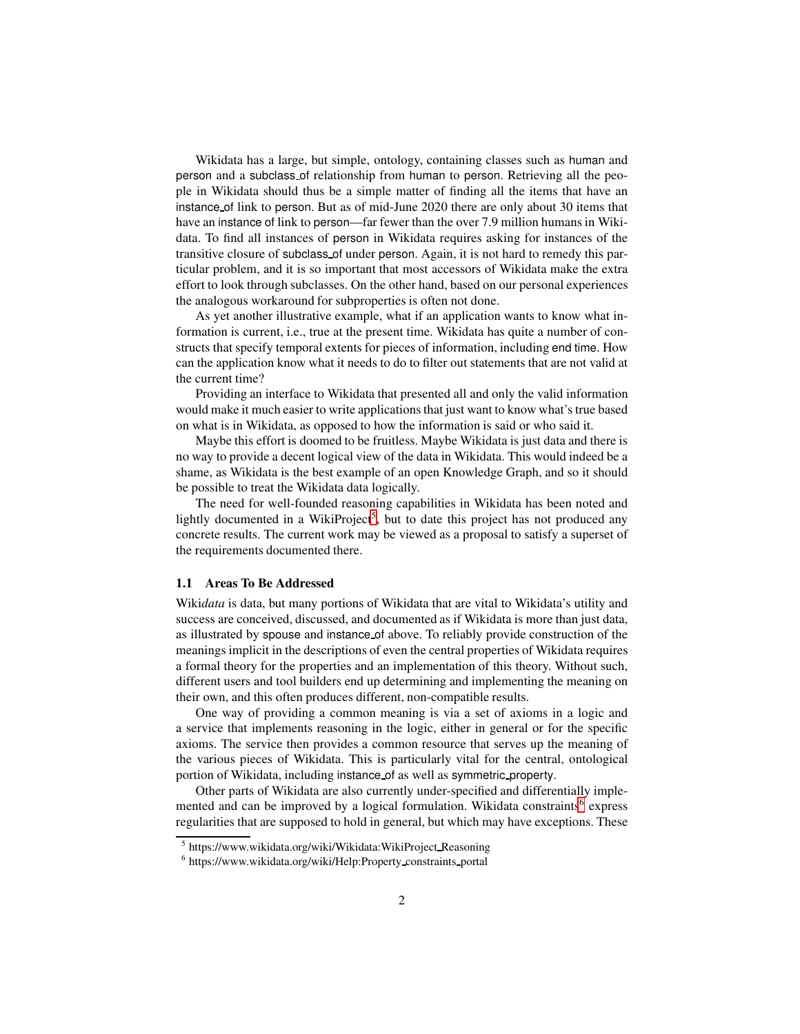Wikidata has a large, but simple, ontology, containing classes such as human and person and a subclass_of relationship from human to person. Retrieving all the people in Wikidata should thus be a simple matter of finding all the items that have an instance_of link to person. But as of mid-June 2020 there are only about 30 items that have an instance of link to person—far fewer than the over 7.9 million humans in Wikidata. To find all instances of person in Wikidata requires asking for instances of the transitive closure of subclass_of under person. Again, it is not hard to remedy this particular problem, and it is so important that most accessors of Wikidata make the extra effort to look through subclasses. On the other hand, based on our personal experiences the analogous workaround for subproperties is often not done.

As yet another illustrative example, what if an application wants to know what information is current, i.e., true at the present time. Wikidata has quite a number of constructs that specify temporal extents for pieces of information, including end time. How can the application know what it needs to do to filter out statements that are not valid at the current time?

Providing an interface to Wikidata that presented all and only the valid information would make it much easier to write applications that just want to know what's true based on what is in Wikidata, as opposed to how the information is said or who said it.

Maybe this effort is doomed to be fruitless. Maybe Wikidata is just data and there is no way to provide a decent logical view of the data in Wikidata. This would indeed be a shame, as Wikidata is the best example of an open Knowledge Graph, and so it should be possible to treat the Wikidata data logically.

The need for well-founded reasoning capabilities in Wikidata has been noted and lightly documented in a WikiProject[5], but to date this project has not produced any concrete results. The current work may be viewed as a proposal to satisfy a superset of the requirements documented there.

### 1.1 Areas To Be Addressed

Wiki*data* is data, but many portions of Wikidata that are vital to Wikidata's utility and success are conceived, discussed, and documented as if Wikidata is more than just data, as illustrated by spouse and instance_of above. To reliably provide construction of the meanings implicit in the descriptions of even the central properties of Wikidata requires a formal theory for the properties and an implementation of this theory. Without such, different users and tool builders end up determining and implementing the meaning on their own, and this often produces different, non-compatible results.

One way of providing a common meaning is via a set of axioms in a logic and a service that implements reasoning in the logic, either in general or for the specific axioms. The service then provides a common resource that serves up the meaning of the various pieces of Wikidata. This is particularly vital for the central, ontological portion of Wikidata, including instance_of as well as symmetric_property.

Other parts of Wikidata are also currently under-specified and differentially implemented and can be improved by a logical formulation. Wikidata constraints[6] express regularities that are supposed to hold in general, but which may have exceptions. These

[5] https://www.wikidata.org/wiki/Wikidata:WikiProject_Reasoning

[6] https://www.wikidata.org/wiki/Help:Property_constraints_portal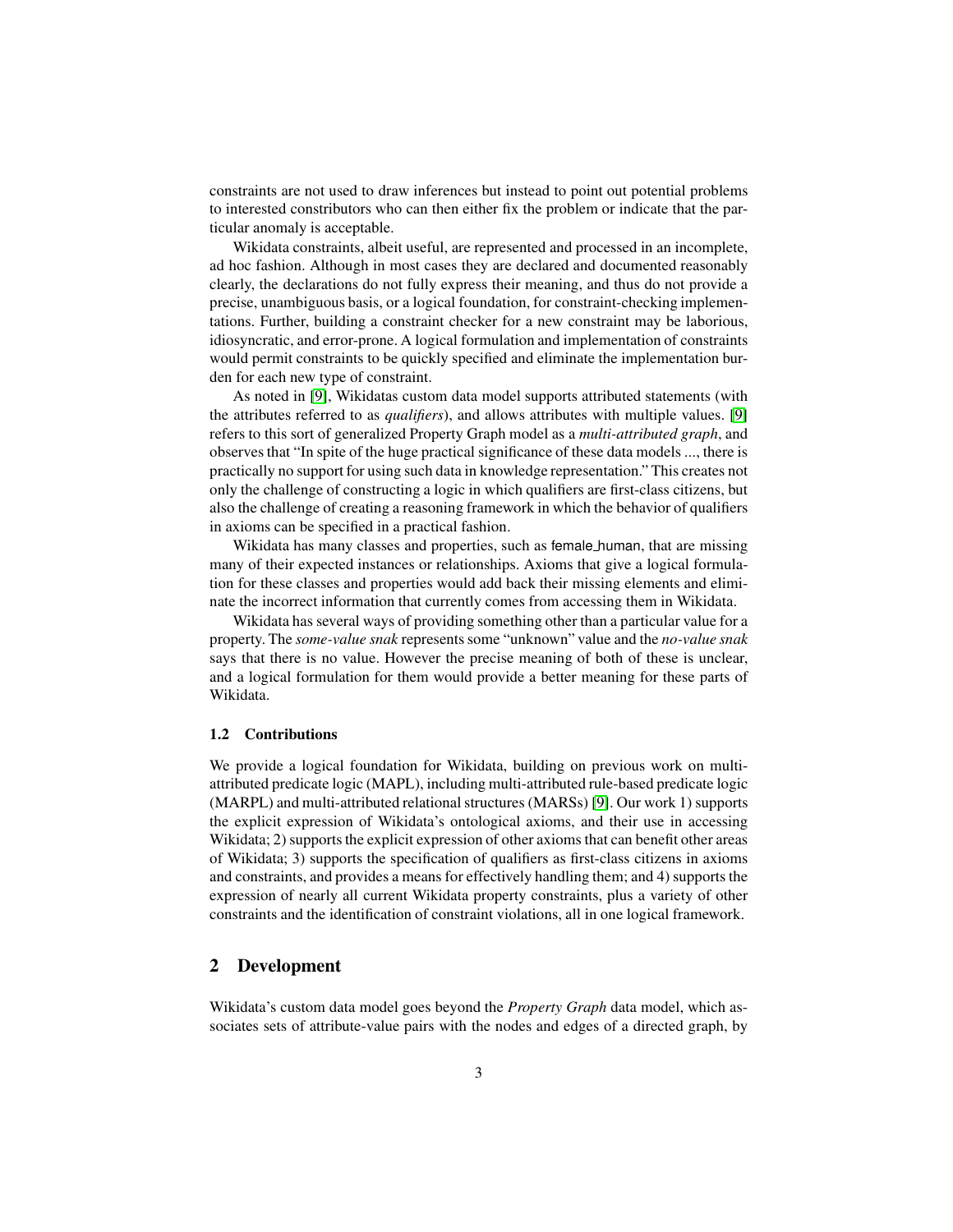constraints are not used to draw inferences but instead to point out potential problems to interested constributors who can then either fix the problem or indicate that the particular anomaly is acceptable.

Wikidata constraints, albeit useful, are represented and processed in an incomplete, ad hoc fashion. Although in most cases they are declared and documented reasonably clearly, the declarations do not fully express their meaning, and thus do not provide a precise, unambiguous basis, or a logical foundation, for constraint-checking implementations. Further, building a constraint checker for a new constraint may be laborious, idiosyncratic, and error-prone. A logical formulation and implementation of constraints would permit constraints to be quickly specified and eliminate the implementation burden for each new type of constraint.

As noted in [9], Wikidatas custom data model supports attributed statements (with the attributes referred to as *qualifiers*), and allows attributes with multiple values. [9] refers to this sort of generalized Property Graph model as a *multi-attributed graph*, and observes that "In spite of the huge practical significance of these data models ..., there is practically no support for using such data in knowledge representation." This creates not only the challenge of constructing a logic in which qualifiers are first-class citizens, but also the challenge of creating a reasoning framework in which the behavior of qualifiers in axioms can be specified in a practical fashion.

Wikidata has many classes and properties, such as female_human, that are missing many of their expected instances or relationships. Axioms that give a logical formulation for these classes and properties would add back their missing elements and eliminate the incorrect information that currently comes from accessing them in Wikidata.

Wikidata has several ways of providing something other than a particular value for a property. The *some-value snak* represents some "unknown" value and the *no-value snak* says that there is no value. However the precise meaning of both of these is unclear, and a logical formulation for them would provide a better meaning for these parts of Wikidata.

### 1.2 Contributions

We provide a logical foundation for Wikidata, building on previous work on multi-attributed predicate logic (MAPL), including multi-attributed rule-based predicate logic (MARPL) and multi-attributed relational structures (MARSs) [9]. Our work 1) supports the explicit expression of Wikidata's ontological axioms, and their use in accessing Wikidata; 2) supports the explicit expression of other axioms that can benefit other areas of Wikidata; 3) supports the specification of qualifiers as first-class citizens in axioms and constraints, and provides a means for effectively handling them; and 4) supports the expression of nearly all current Wikidata property constraints, plus a variety of other constraints and the identification of constraint violations, all in one logical framework.

## 2 Development

Wikidata's custom data model goes beyond the *Property Graph* data model, which associates sets of attribute-value pairs with the nodes and edges of a directed graph, by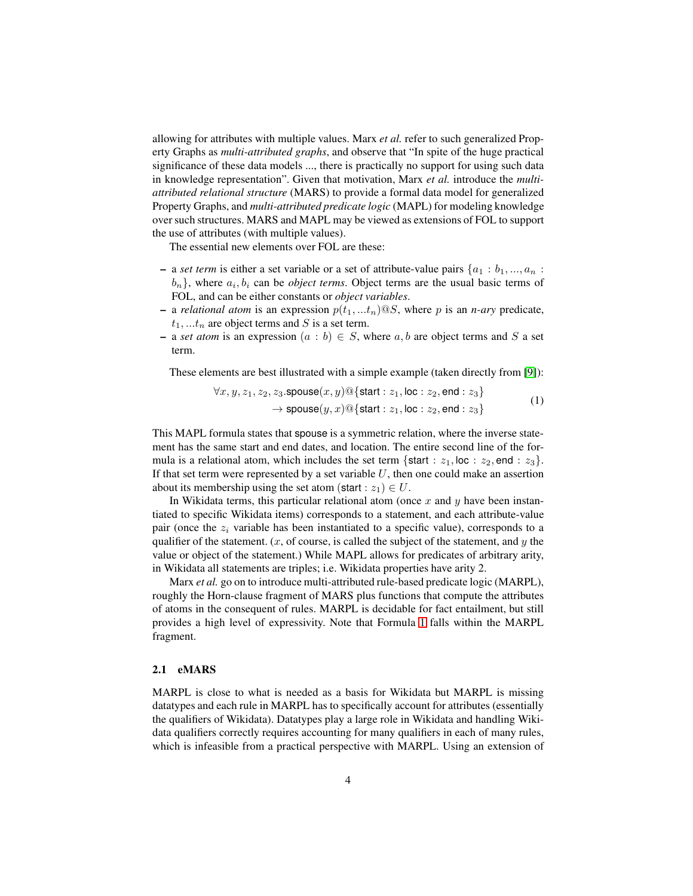allowing for attributes with multiple values. Marx *et al.* refer to such generalized Property Graphs as *multi-attributed graphs*, and observe that "In spite of the huge practical significance of these data models ..., there is practically no support for using such data in knowledge representation". Given that motivation, Marx *et al.* introduce the *multi-attributed relational structure* (MARS) to provide a formal data model for generalized Property Graphs, and *multi-attributed predicate logic* (MAPL) for modeling knowledge over such structures. MARS and MAPL may be viewed as extensions of FOL to support the use of attributes (with multiple values).

The essential new elements over FOL are these:

- a *set term* is either a set variable or a set of attribute-value pairs $\{a_1 : b_1, ..., a_n : b_n\}$, where $a_i, b_i$ can be *object terms*. Object terms are the usual basic terms of FOL, and can be either constants or *object variables*.
- a *relational atom* is an expression $p(t_1, ...t_n)@S$, where $p$ is an *n-ary* predicate, $t_1, ...t_n$ are object terms and $S$ is a set term.
- a *set atom* is an expression $(a : b) \in S$, where $a, b$ are object terms and $S$ a set term.

These elements are best illustrated with a simple example (taken directly from [9]):

$$\begin{aligned} \forall x, y, z_1, z_2, z_3.\mathsf{spouse}(x, y)@\{\mathsf{start} : z_1, \mathsf{loc} : z_2, \mathsf{end} : z_3\} \\ \rightarrow \mathsf{spouse}(y, x)@\{\mathsf{start} : z_1, \mathsf{loc} : z_2, \mathsf{end} : z_3\} \end{aligned} \tag{1}$$

This MAPL formula states that spouse is a symmetric relation, where the inverse statement has the same start and end dates, and location. The entire second line of the formula is a relational atom, which includes the set term $\{\mathsf{start} : z_1, \mathsf{loc} : z_2, \mathsf{end} : z_3\}$. If that set term were represented by a set variable $U$, then one could make an assertion about its membership using the set atom $(\mathsf{start} : z_1) \in U$.

In Wikidata terms, this particular relational atom (once $x$ and $y$ have been instantiated to specific Wikidata items) corresponds to a statement, and each attribute-value pair (once the $z_i$ variable has been instantiated to a specific value), corresponds to a qualifier of the statement. ($x$, of course, is called the subject of the statement, and $y$ the value or object of the statement.) While MAPL allows for predicates of arbitrary arity, in Wikidata all statements are triples; i.e. Wikidata properties have arity 2.

Marx *et al.* go on to introduce multi-attributed rule-based predicate logic (MARPL), roughly the Horn-clause fragment of MARS plus functions that compute the attributes of atoms in the consequent of rules. MARPL is decidable for fact entailment, but still provides a high level of expressivity. Note that Formula 1 falls within the MARPL fragment.

### 2.1 eMARS

MARPL is close to what is needed as a basis for Wikidata but MARPL is missing datatypes and each rule in MARPL has to specifically account for attributes (essentially the qualifiers of Wikidata). Datatypes play a large role in Wikidata and handling Wikidata qualifiers correctly requires accounting for many qualifiers in each of many rules, which is infeasible from a practical perspective with MARPL. Using an extension of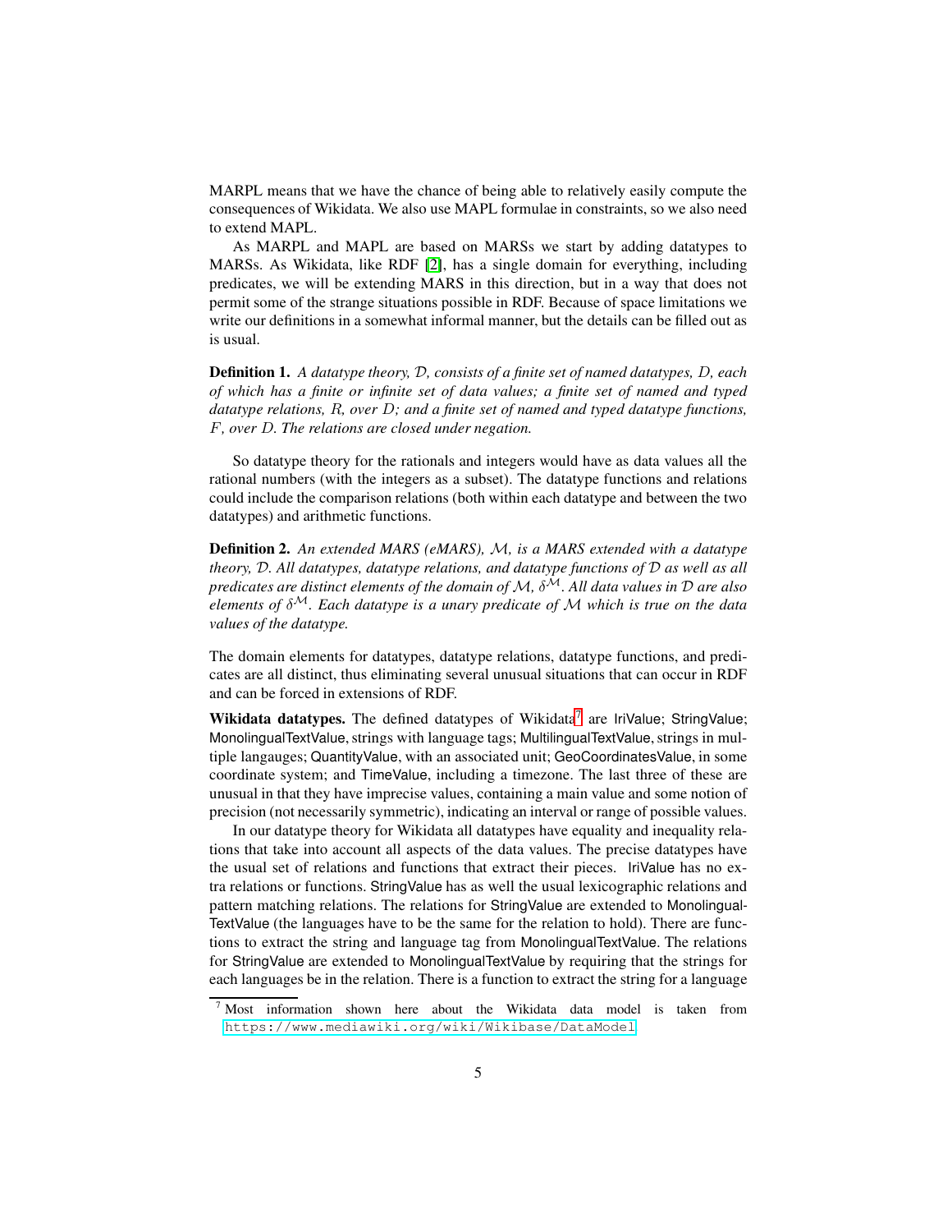MARPL means that we have the chance of being able to relatively easily compute the consequences of Wikidata. We also use MAPL formulae in constraints, so we also need to extend MAPL.

As MARPL and MAPL are based on MARSs we start by adding datatypes to MARSs. As Wikidata, like RDF [2], has a single domain for everything, including predicates, we will be extending MARS in this direction, but in a way that does not permit some of the strange situations possible in RDF. Because of space limitations we write our definitions in a somewhat informal manner, but the details can be filled out as is usual.

**Definition 1.** *A datatype theory, $\mathcal{D}$, consists of a finite set of named datatypes, $D$, each of which has a finite or infinite set of data values; a finite set of named and typed datatype relations, $R$, over $D$; and a finite set of named and typed datatype functions, $F$, over $D$. The relations are closed under negation.*

So datatype theory for the rationals and integers would have as data values all the rational numbers (with the integers as a subset). The datatype functions and relations could include the comparison relations (both within each datatype and between the two datatypes) and arithmetic functions.

**Definition 2.** *An extended MARS (eMARS), $\mathcal{M}$, is a MARS extended with a datatype theory, $\mathcal{D}$. All datatypes, datatype relations, and datatype functions of $\mathcal{D}$ as well as all predicates are distinct elements of the domain of $\mathcal{M}$, $\delta^{\mathcal{M}}$. All data values in $\mathcal{D}$ are also elements of $\delta^{\mathcal{M}}$. Each datatype is a unary predicate of $\mathcal{M}$ which is true on the data values of the datatype.*

The domain elements for datatypes, datatype relations, datatype functions, and predicates are all distinct, thus eliminating several unusual situations that can occur in RDF and can be forced in extensions of RDF.

**Wikidata datatypes.** The defined datatypes of Wikidata[7] are IriValue; StringValue; MonolingualTextValue, strings with language tags; MultilingualTextValue, strings in multiple langauges; QuantityValue, with an associated unit; GeoCoordinatesValue, in some coordinate system; and TimeValue, including a timezone. The last three of these are unusual in that they have imprecise values, containing a main value and some notion of precision (not necessarily symmetric), indicating an interval or range of possible values.

In our datatype theory for Wikidata all datatypes have equality and inequality relations that take into account all aspects of the data values. The precise datatypes have the usual set of relations and functions that extract their pieces. IriValue has no extra relations or functions. StringValue has as well the usual lexicographic relations and pattern matching relations. The relations for StringValue are extended to MonolingualTextValue (the languages have to be the same for the relation to hold). There are functions to extract the string and language tag from MonolingualTextValue. The relations for StringValue are extended to MonolingualTextValue by requiring that the strings for each languages be in the relation. There is a function to extract the string for a language

[7] Most information shown here about the Wikidata data model is taken from https://www.mediawiki.org/wiki/Wikibase/DataModel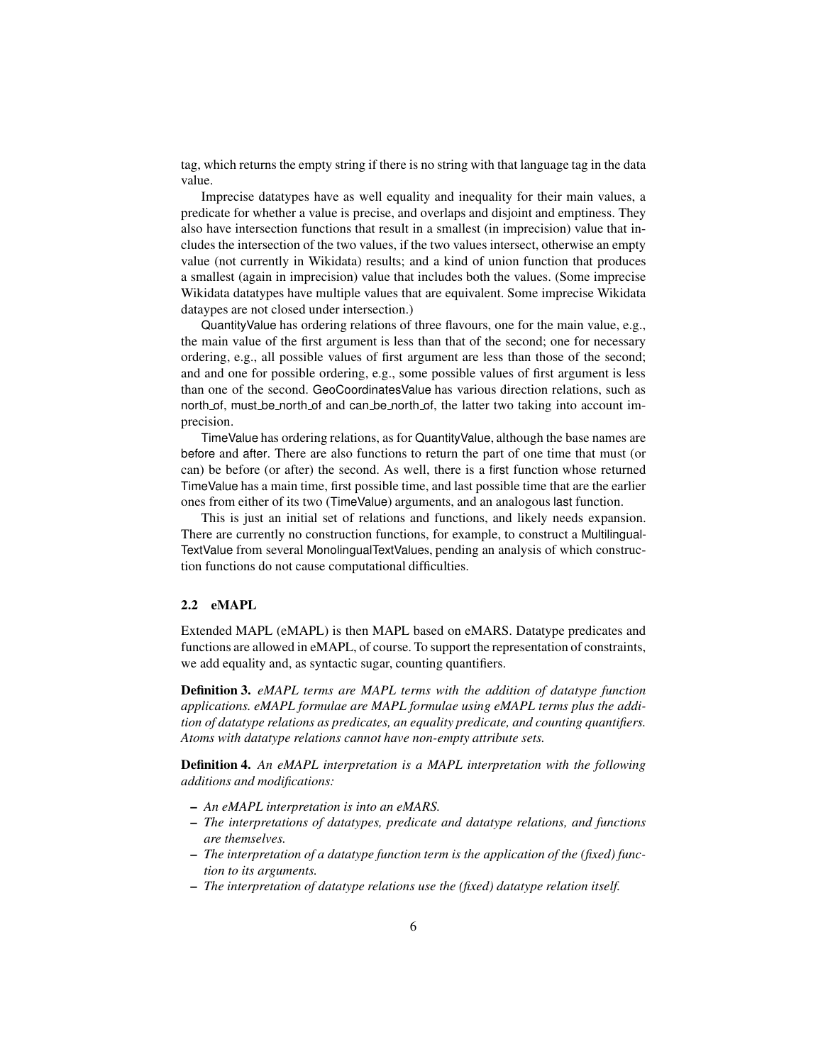tag, which returns the empty string if there is no string with that language tag in the data value.

Imprecise datatypes have as well equality and inequality for their main values, a predicate for whether a value is precise, and overlaps and disjoint and emptiness. They also have intersection functions that result in a smallest (in imprecision) value that includes the intersection of the two values, if the two values intersect, otherwise an empty value (not currently in Wikidata) results; and a kind of union function that produces a smallest (again in imprecision) value that includes both the values. (Some imprecise Wikidata datatypes have multiple values that are equivalent. Some imprecise Wikidata dataypes are not closed under intersection.)

QuantityValue has ordering relations of three flavours, one for the main value, e.g., the main value of the first argument is less than that of the second; one for necessary ordering, e.g., all possible values of first argument are less than those of the second; and and one for possible ordering, e.g., some possible values of first argument is less than one of the second. GeoCoordinatesValue has various direction relations, such as north_of, must_be_north_of and can_be_north_of, the latter two taking into account imprecision.

TimeValue has ordering relations, as for QuantityValue, although the base names are before and after. There are also functions to return the part of one time that must (or can) be before (or after) the second. As well, there is a first function whose returned TimeValue has a main time, first possible time, and last possible time that are the earlier ones from either of its two (TimeValue) arguments, and an analogous last function.

This is just an initial set of relations and functions, and likely needs expansion. There are currently no construction functions, for example, to construct a MultilingualTextValue from several MonolingualTextValues, pending an analysis of which construction functions do not cause computational difficulties.

### 2.2 eMAPL

Extended MAPL (eMAPL) is then MAPL based on eMARS. Datatype predicates and functions are allowed in eMAPL, of course. To support the representation of constraints, we add equality and, as syntactic sugar, counting quantifiers.

**Definition 3.** *eMAPL terms are MAPL terms with the addition of datatype function applications. eMAPL formulae are MAPL formulae using eMAPL terms plus the addition of datatype relations as predicates, an equality predicate, and counting quantifiers. Atoms with datatype relations cannot have non-empty attribute sets.*

**Definition 4.** *An eMAPL interpretation is a MAPL interpretation with the following additions and modifications:*

- *An eMAPL interpretation is into an eMARS.*
- *The interpretations of datatypes, predicate and datatype relations, and functions are themselves.*
- *The interpretation of a datatype function term is the application of the (fixed) function to its arguments.*
- *The interpretation of datatype relations use the (fixed) datatype relation itself.*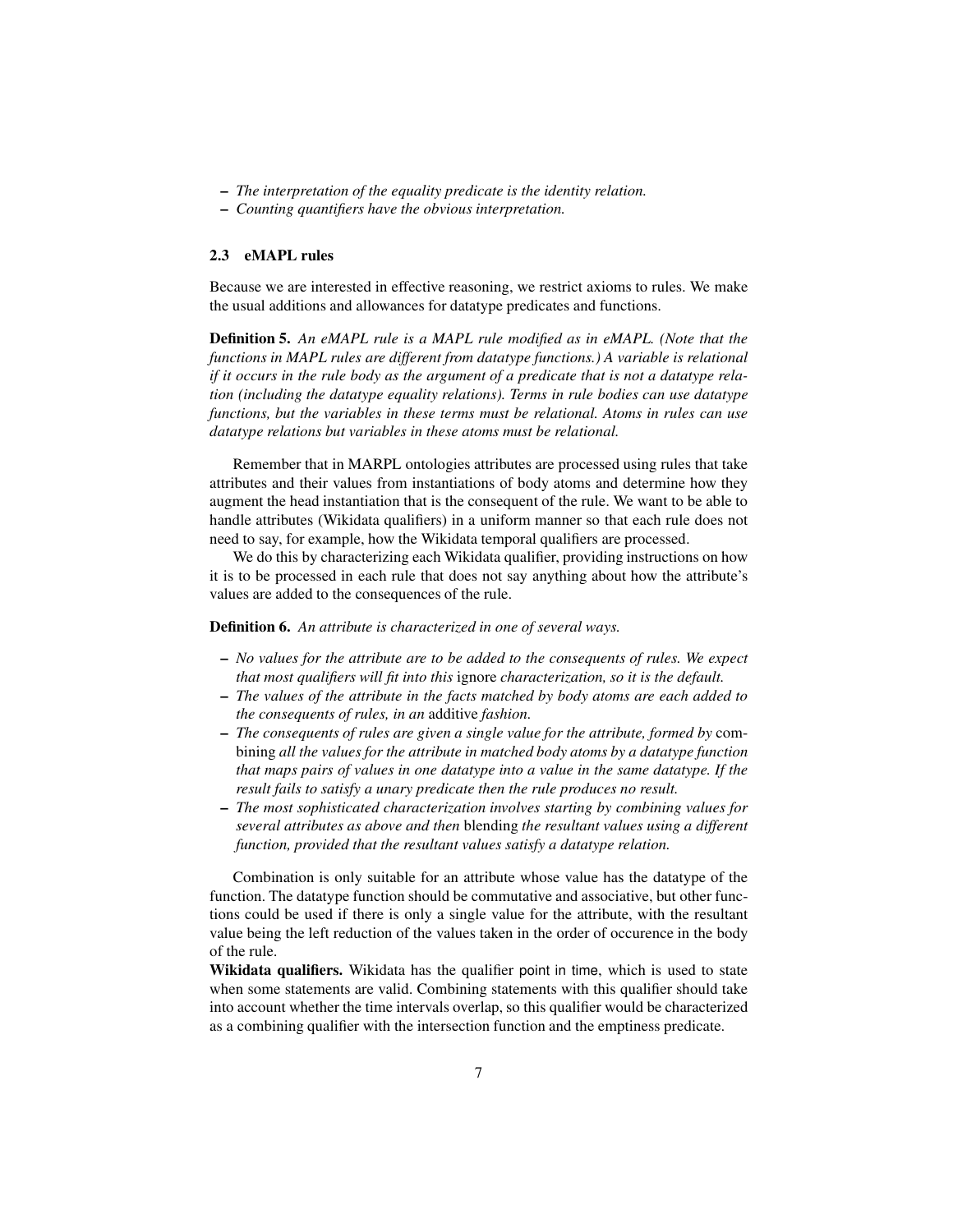- *The interpretation of the equality predicate is the identity relation.*
- *Counting quantifiers have the obvious interpretation.*

### 2.3 eMAPL rules

Because we are interested in effective reasoning, we restrict axioms to rules. We make the usual additions and allowances for datatype predicates and functions.

**Definition 5.** *An eMAPL rule is a MAPL rule modified as in eMAPL. (Note that the functions in MAPL rules are different from datatype functions.) A variable is relational if it occurs in the rule body as the argument of a predicate that is not a datatype relation (including the datatype equality relations). Terms in rule bodies can use datatype functions, but the variables in these terms must be relational. Atoms in rules can use datatype relations but variables in these atoms must be relational.*

Remember that in MARPL ontologies attributes are processed using rules that take attributes and their values from instantiations of body atoms and determine how they augment the head instantiation that is the consequent of the rule. We want to be able to handle attributes (Wikidata qualifiers) in a uniform manner so that each rule does not need to say, for example, how the Wikidata temporal qualifiers are processed.

We do this by characterizing each Wikidata qualifier, providing instructions on how it is to be processed in each rule that does not say anything about how the attribute's values are added to the consequences of the rule.

**Definition 6.** *An attribute is characterized in one of several ways.*

- *No values for the attribute are to be added to the consequents of rules. We expect that most qualifiers will fit into this* ignore *characterization, so it is the default.*
- *The values of the attribute in the facts matched by body atoms are each added to the consequents of rules, in an* additive *fashion.*
- *The consequents of rules are given a single value for the attribute, formed by* combining *all the values for the attribute in matched body atoms by a datatype function that maps pairs of values in one datatype into a value in the same datatype. If the result fails to satisfy a unary predicate then the rule produces no result.*
- *The most sophisticated characterization involves starting by combining values for several attributes as above and then* blending *the resultant values using a different function, provided that the resultant values satisfy a datatype relation.*

Combination is only suitable for an attribute whose value has the datatype of the function. The datatype function should be commutative and associative, but other functions could be used if there is only a single value for the attribute, with the resultant value being the left reduction of the values taken in the order of occurence in the body of the rule.

**Wikidata qualifiers.** Wikidata has the qualifier point in time, which is used to state when some statements are valid. Combining statements with this qualifier should take into account whether the time intervals overlap, so this qualifier would be characterized as a combining qualifier with the intersection function and the emptiness predicate.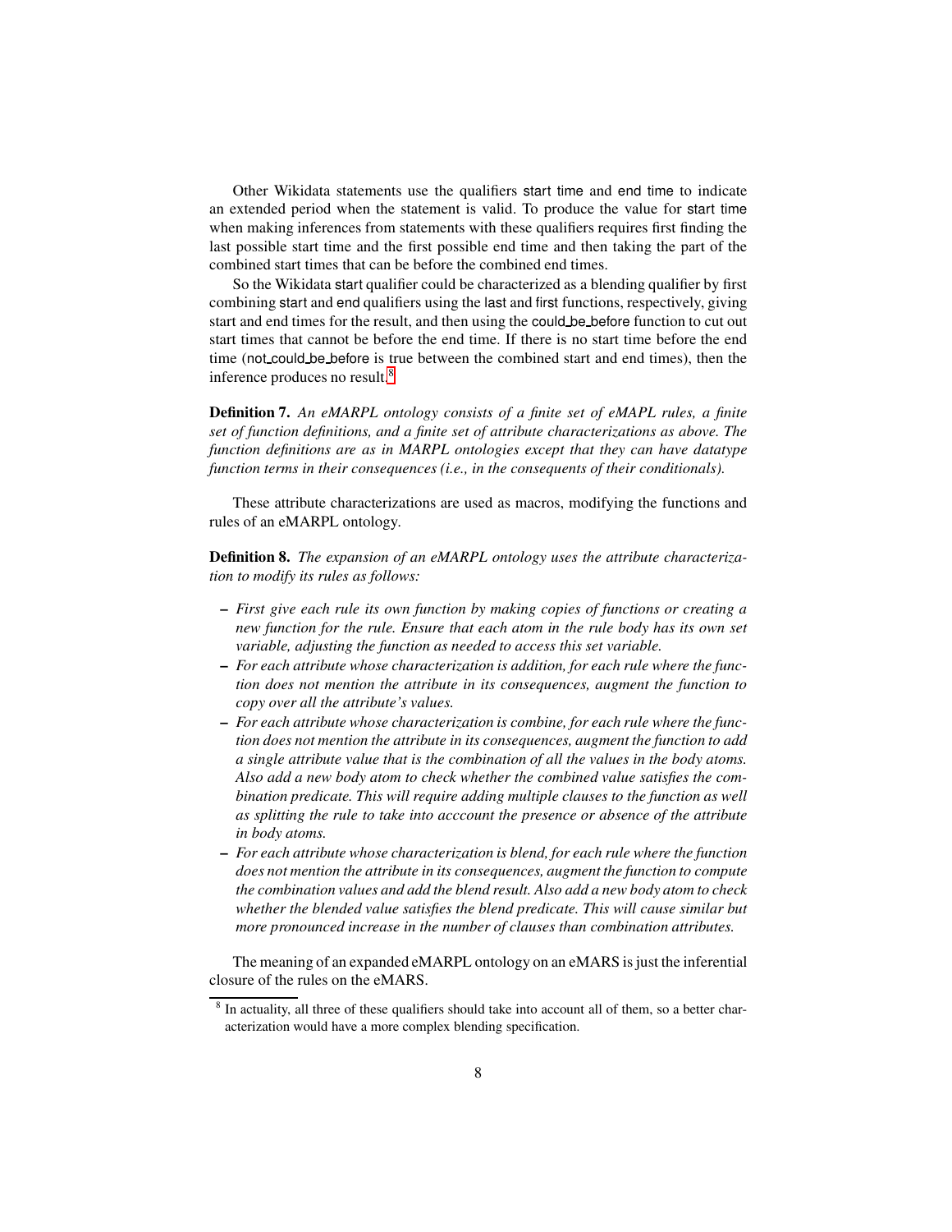Other Wikidata statements use the qualifiers start time and end time to indicate an extended period when the statement is valid. To produce the value for start time when making inferences from statements with these qualifiers requires first finding the last possible start time and the first possible end time and then taking the part of the combined start times that can be before the combined end times.

So the Wikidata start qualifier could be characterized as a blending qualifier by first combining start and end qualifiers using the last and first functions, respectively, giving start and end times for the result, and then using the could_be_before function to cut out start times that cannot be before the end time. If there is no start time before the end time (not_could_be_before is true between the combined start and end times), then the inference produces no result.[8]

**Definition 7.** *An eMARPL ontology consists of a finite set of eMAPL rules, a finite set of function definitions, and a finite set of attribute characterizations as above. The function definitions are as in MARPL ontologies except that they can have datatype function terms in their consequences (i.e., in the consequents of their conditionals).*

These attribute characterizations are used as macros, modifying the functions and rules of an eMARPL ontology.

**Definition 8.** *The expansion of an eMARPL ontology uses the attribute characterization to modify its rules as follows:*

- *First give each rule its own function by making copies of functions or creating a new function for the rule. Ensure that each atom in the rule body has its own set variable, adjusting the function as needed to access this set variable.*
- *For each attribute whose characterization is addition, for each rule where the function does not mention the attribute in its consequences, augment the function to copy over all the attribute's values.*
- *For each attribute whose characterization is combine, for each rule where the function does not mention the attribute in its consequences, augment the function to add a single attribute value that is the combination of all the values in the body atoms. Also add a new body atom to check whether the combined value satisfies the combination predicate. This will require adding multiple clauses to the function as well as splitting the rule to take into acccount the presence or absence of the attribute in body atoms.*
- *For each attribute whose characterization is blend, for each rule where the function does not mention the attribute in its consequences, augment the function to compute the combination values and add the blend result. Also add a new body atom to check whether the blended value satisfies the blend predicate. This will cause similar but more pronounced increase in the number of clauses than combination attributes.*

The meaning of an expanded eMARPL ontology on an eMARS is just the inferential closure of the rules on the eMARS.

[8] In actuality, all three of these qualifiers should take into account all of them, so a better characterization would have a more complex blending specification.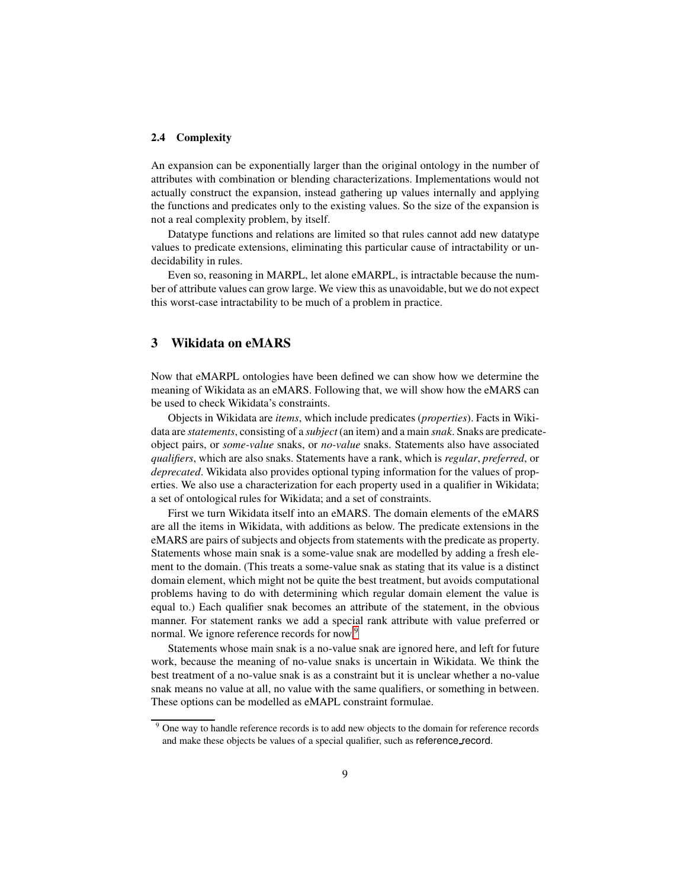### 2.4 Complexity

An expansion can be exponentially larger than the original ontology in the number of attributes with combination or blending characterizations. Implementations would not actually construct the expansion, instead gathering up values internally and applying the functions and predicates only to the existing values. So the size of the expansion is not a real complexity problem, by itself.

Datatype functions and relations are limited so that rules cannot add new datatype values to predicate extensions, eliminating this particular cause of intractability or undecidability in rules.

Even so, reasoning in MARPL, let alone eMARPL, is intractable because the number of attribute values can grow large. We view this as unavoidable, but we do not expect this worst-case intractability to be much of a problem in practice.

## 3 Wikidata on eMARS

Now that eMARPL ontologies have been defined we can show how we determine the meaning of Wikidata as an eMARS. Following that, we will show how the eMARS can be used to check Wikidata's constraints.

Objects in Wikidata are *items*, which include predicates (*properties*). Facts in Wikidata are *statements*, consisting of a *subject* (an item) and a main *snak*. Snaks are predicate-object pairs, or *some-value* snaks, or *no-value* snaks. Statements also have associated *qualifiers*, which are also snaks. Statements have a rank, which is *regular*, *preferred*, or *deprecated*. Wikidata also provides optional typing information for the values of properties. We also use a characterization for each property used in a qualifier in Wikidata; a set of ontological rules for Wikidata; and a set of constraints.

First we turn Wikidata itself into an eMARS. The domain elements of the eMARS are all the items in Wikidata, with additions as below. The predicate extensions in the eMARS are pairs of subjects and objects from statements with the predicate as property. Statements whose main snak is a some-value snak are modelled by adding a fresh element to the domain. (This treats a some-value snak as stating that its value is a distinct domain element, which might not be quite the best treatment, but avoids computational problems having to do with determining which regular domain element the value is equal to.) Each qualifier snak becomes an attribute of the statement, in the obvious manner. For statement ranks we add a special rank attribute with value preferred or normal. We ignore reference records for now.[9]

Statements whose main snak is a no-value snak are ignored here, and left for future work, because the meaning of no-value snaks is uncertain in Wikidata. We think the best treatment of a no-value snak is as a constraint but it is unclear whether a no-value snak means no value at all, no value with the same qualifiers, or something in between. These options can be modelled as eMAPL constraint formulae.

[9] One way to handle reference records is to add new objects to the domain for reference records and make these objects be values of a special qualifier, such as reference_record.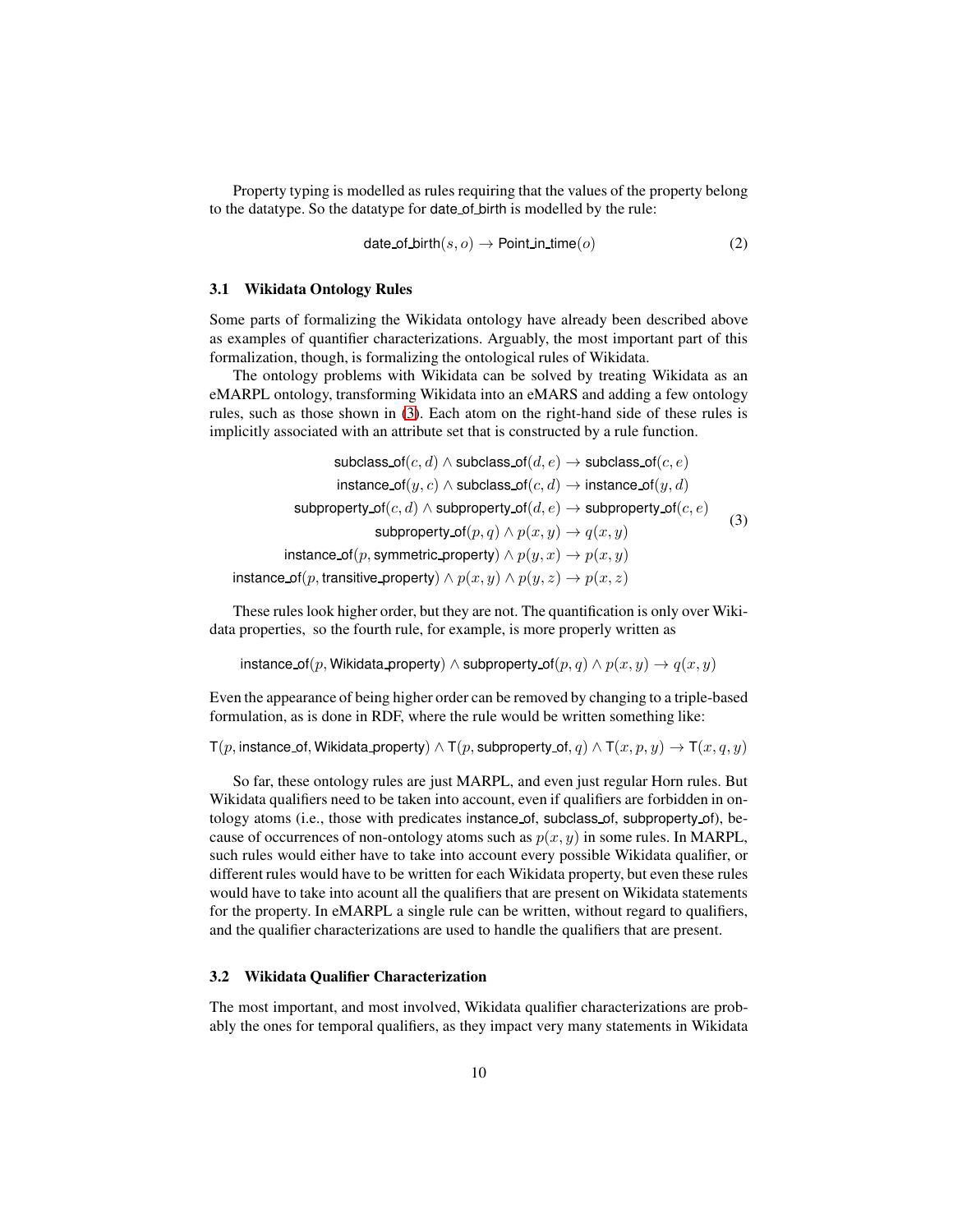Property typing is modelled as rules requiring that the values of the property belong to the datatype. So the datatype for date_of_birth is modelled by the rule:

$$\mathsf{date\_of\_birth}(s, o) \rightarrow \mathsf{Point\_in\_time}(o) \tag{2}$$

### 3.1 Wikidata Ontology Rules

Some parts of formalizing the Wikidata ontology have already been described above as examples of quantifier characterizations. Arguably, the most important part of this formalization, though, is formalizing the ontological rules of Wikidata.

The ontology problems with Wikidata can be solved by treating Wikidata as an eMARPL ontology, transforming Wikidata into an eMARS and adding a few ontology rules, such as those shown in (3). Each atom on the right-hand side of these rules is implicitly associated with an attribute set that is constructed by a rule function.

$$\begin{aligned}
\mathsf{subclass\_of}(c, d) \wedge \mathsf{subclass\_of}(d, e) &\rightarrow \mathsf{subclass\_of}(c, e) \\
\mathsf{instance\_of}(y, c) \wedge \mathsf{subclass\_of}(c, d) &\rightarrow \mathsf{instance\_of}(y, d) \\
\mathsf{subproperty\_of}(c, d) \wedge \mathsf{subproperty\_of}(d, e) &\rightarrow \mathsf{subproperty\_of}(c, e) \\
\mathsf{subproperty\_of}(p, q) \wedge p(x, y) &\rightarrow q(x, y) \\
\mathsf{instance\_of}(p, \mathsf{symmetric\_property}) \wedge p(y, x) &\rightarrow p(x, y) \\
\mathsf{instance\_of}(p, \mathsf{transitive\_property}) \wedge p(x, y) \wedge p(y, z) &\rightarrow p(x, z)
\end{aligned} \tag{3}$$

These rules look higher order, but they are not. The quantification is only over Wikidata properties, so the fourth rule, for example, is more properly written as

$$\mathsf{instance\_of}(p, \mathsf{Wikidata\_property}) \wedge \mathsf{subproperty\_of}(p, q) \wedge p(x, y) \rightarrow q(x, y)$$

Even the appearance of being higher order can be removed by changing to a triple-based formulation, as is done in RDF, where the rule would be written something like:

$$\mathsf{T}(p, \mathsf{instance\_of}, \mathsf{Wikidata\_property}) \wedge \mathsf{T}(p, \mathsf{subproperty\_of}, q) \wedge \mathsf{T}(x, p, y) \rightarrow \mathsf{T}(x, q, y)$$

So far, these ontology rules are just MARPL, and even just regular Horn rules. But Wikidata qualifiers need to be taken into account, even if qualifiers are forbidden in ontology atoms (i.e., those with predicates instance_of, subclass_of, subproperty_of), because of occurrences of non-ontology atoms such as $p(x, y)$ in some rules. In MARPL, such rules would either have to take into account every possible Wikidata qualifier, or different rules would have to be written for each Wikidata property, but even these rules would have to take into acount all the qualifiers that are present on Wikidata statements for the property. In eMARPL a single rule can be written, without regard to qualifiers, and the qualifier characterizations are used to handle the qualifiers that are present.

### 3.2 Wikidata Qualifier Characterization

The most important, and most involved, Wikidata qualifier characterizations are probably the ones for temporal qualifiers, as they impact very many statements in Wikidata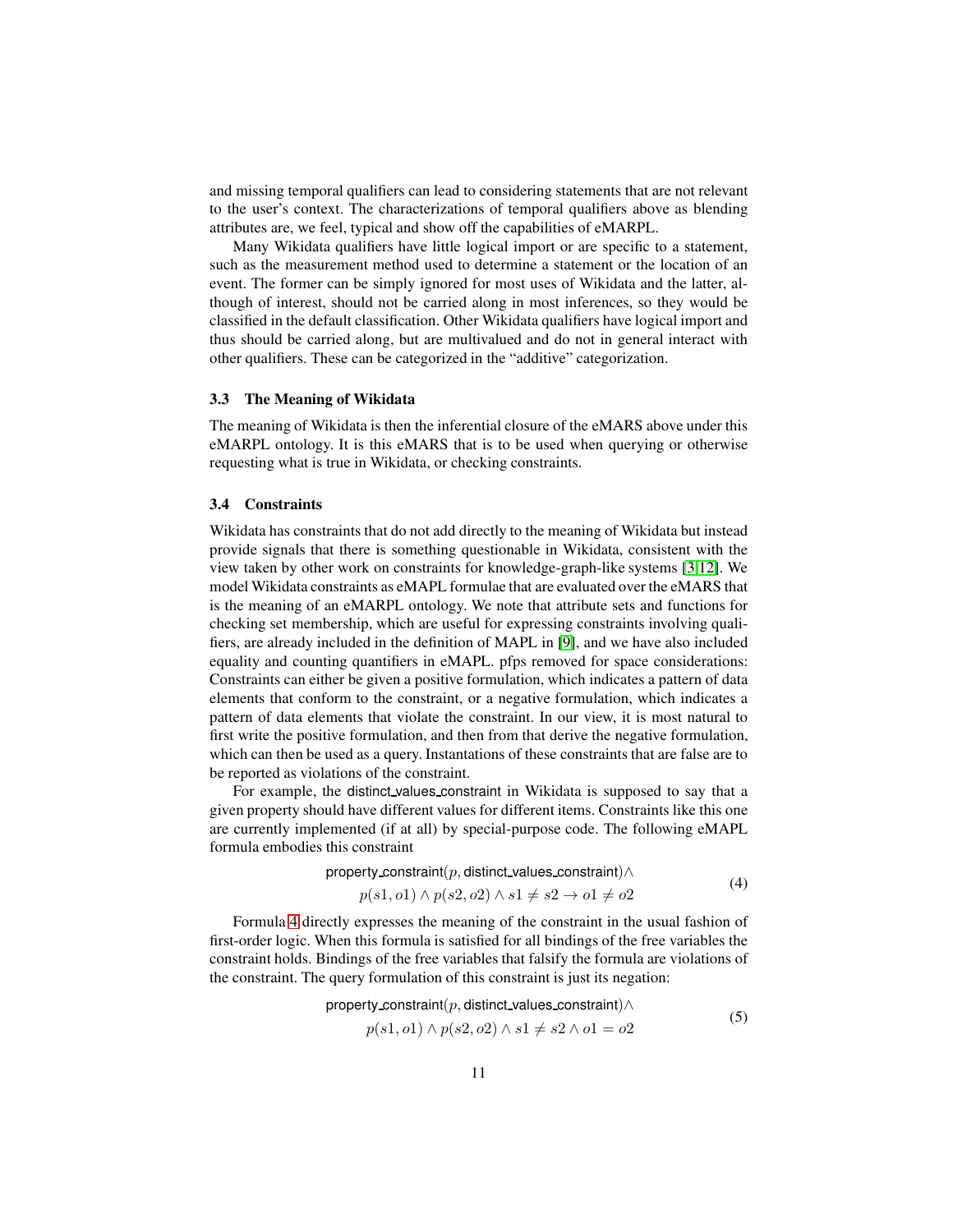and missing temporal qualifiers can lead to considering statements that are not relevant to the user's context. The characterizations of temporal qualifiers above as blending attributes are, we feel, typical and show off the capabilities of eMARPL.

Many Wikidata qualifiers have little logical import or are specific to a statement, such as the measurement method used to determine a statement or the location of an event. The former can be simply ignored for most uses of Wikidata and the latter, although of interest, should not be carried along in most inferences, so they would be classified in the default classification. Other Wikidata qualifiers have logical import and thus should be carried along, but are multivalued and do not in general interact with other qualifiers. These can be categorized in the "additive" categorization.

### 3.3 The Meaning of Wikidata

The meaning of Wikidata is then the inferential closure of the eMARS above under this eMARPL ontology. It is this eMARS that is to be used when querying or otherwise requesting what is true in Wikidata, or checking constraints.

### 3.4 Constraints

Wikidata has constraints that do not add directly to the meaning of Wikidata but instead provide signals that there is something questionable in Wikidata, consistent with the view taken by other work on constraints for knowledge-graph-like systems [3,12]. We model Wikidata constraints as eMAPL formulae that are evaluated over the eMARS that is the meaning of an eMARPL ontology. We note that attribute sets and functions for checking set membership, which are useful for expressing constraints involving qualifiers, are already included in the definition of MAPL in [9], and we have also included equality and counting quantifiers in eMAPL. pfps removed for space considerations: Constraints can either be given a positive formulation, which indicates a pattern of data elements that conform to the constraint, or a negative formulation, which indicates a pattern of data elements that violate the constraint. In our view, it is most natural to first write the positive formulation, and then from that derive the negative formulation, which can then be used as a query. Instantations of these constraints that are false are to be reported as violations of the constraint.

For example, the distinct_values_constraint in Wikidata is supposed to say that a given property should have different values for different items. Constraints like this one are currently implemented (if at all) by special-purpose code. The following eMAPL formula embodies this constraint

$$\begin{aligned}&\mathsf{property\_constraint}(p, \mathsf{distinct\_values\_constraint}) \wedge \\ &\quad p(s1, o1) \wedge p(s2, o2) \wedge s1 \neq s2 \rightarrow o1 \neq o2\end{aligned} \tag{4}$$

Formula 4 directly expresses the meaning of the constraint in the usual fashion of first-order logic. When this formula is satisfied for all bindings of the free variables the constraint holds. Bindings of the free variables that falsify the formula are violations of the constraint. The query formulation of this constraint is just its negation:

$$\begin{aligned}&\mathsf{property\_constraint}(p, \mathsf{distinct\_values\_constraint}) \wedge \\ &\quad p(s1, o1) \wedge p(s2, o2) \wedge s1 \neq s2 \wedge o1 = o2\end{aligned} \tag{5}$$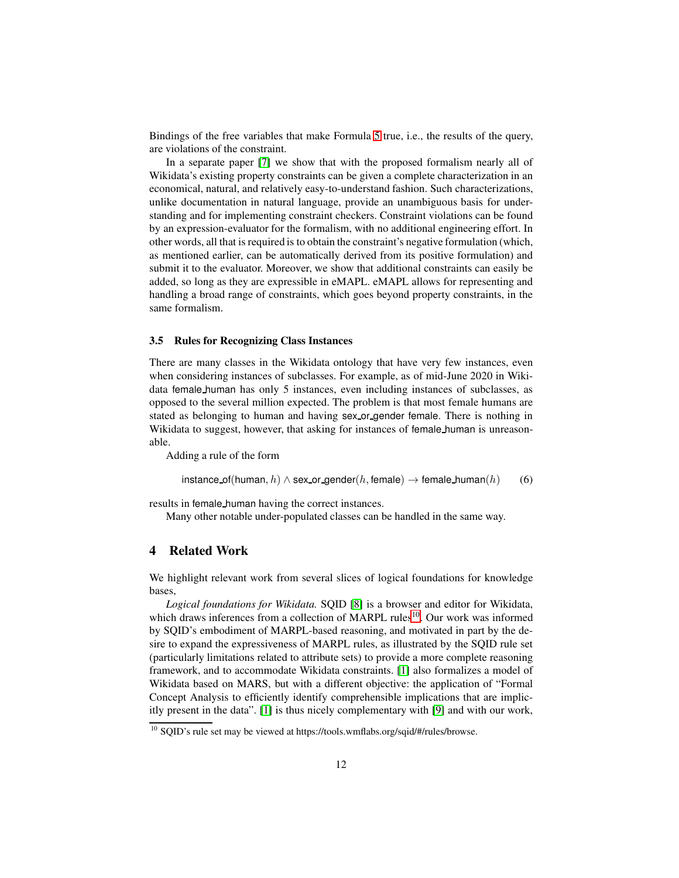Bindings of the free variables that make Formula 5 true, i.e., the results of the query, are violations of the constraint.

In a separate paper [7] we show that with the proposed formalism nearly all of Wikidata's existing property constraints can be given a complete characterization in an economical, natural, and relatively easy-to-understand fashion. Such characterizations, unlike documentation in natural language, provide an unambiguous basis for understanding and for implementing constraint checkers. Constraint violations can be found by an expression-evaluator for the formalism, with no additional engineering effort. In other words, all that is required is to obtain the constraint's negative formulation (which, as mentioned earlier, can be automatically derived from its positive formulation) and submit it to the evaluator. Moreover, we show that additional constraints can easily be added, so long as they are expressible in eMAPL. eMAPL allows for representing and handling a broad range of constraints, which goes beyond property constraints, in the same formalism.

### 3.5 Rules for Recognizing Class Instances

There are many classes in the Wikidata ontology that have very few instances, even when considering instances of subclasses. For example, as of mid-June 2020 in Wikidata female_human has only 5 instances, even including instances of subclasses, as opposed to the several million expected. The problem is that most female humans are stated as belonging to human and having sex_or_gender female. There is nothing in Wikidata to suggest, however, that asking for instances of female_human is unreasonable.

Adding a rule of the form

$$\mathsf{instance\_of}(\mathsf{human}, h) \wedge \mathsf{sex\_or\_gender}(h, \mathsf{female}) \rightarrow \mathsf{female\_human}(h) \tag{6}$$

results in female_human having the correct instances.

Many other notable under-populated classes can be handled in the same way.

## 4 Related Work

We highlight relevant work from several slices of logical foundations for knowledge bases,

*Logical foundations for Wikidata.* SQID [8] is a browser and editor for Wikidata, which draws inferences from a collection of MARPL rules[10]. Our work was informed by SQID's embodiment of MARPL-based reasoning, and motivated in part by the desire to expand the expressiveness of MARPL rules, as illustrated by the SQID rule set (particularly limitations related to attribute sets) to provide a more complete reasoning framework, and to accommodate Wikidata constraints. [1] also formalizes a model of Wikidata based on MARS, but with a different objective: the application of "Formal Concept Analysis to efficiently identify comprehensible implications that are implicitly present in the data". [1] is thus nicely complementary with [9] and with our work,

[10] SQID's rule set may be viewed at https://tools.wmflabs.org/sqid/#/rules/browse.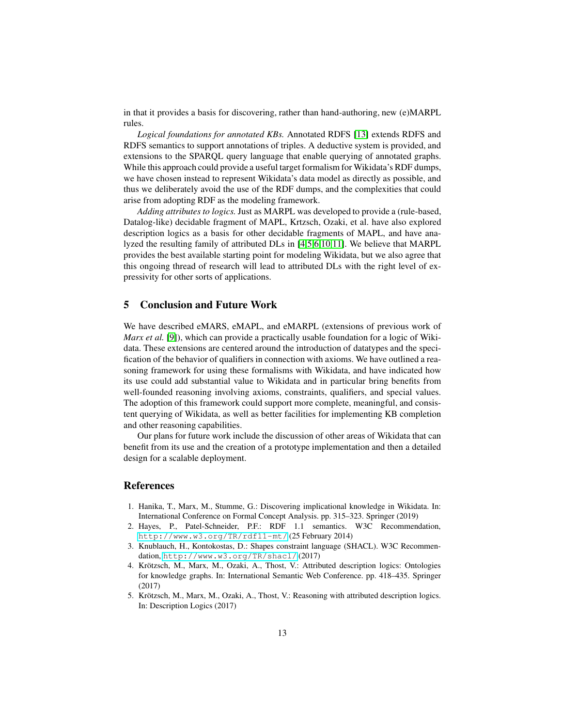in that it provides a basis for discovering, rather than hand-authoring, new (e)MARPL rules.

*Logical foundations for annotated KBs.* Annotated RDFS [13] extends RDFS and RDFS semantics to support annotations of triples. A deductive system is provided, and extensions to the SPARQL query language that enable querying of annotated graphs. While this approach could provide a useful target formalism for Wikidata's RDF dumps, we have chosen instead to represent Wikidata's data model as directly as possible, and thus we deliberately avoid the use of the RDF dumps, and the complexities that could arise from adopting RDF as the modeling framework.

*Adding attributes to logics.* Just as MARPL was developed to provide a (rule-based, Datalog-like) decidable fragment of MAPL, Krtzsch, Ozaki, et al. have also explored description logics as a basis for other decidable fragments of MAPL, and have analyzed the resulting family of attributed DLs in [4,5,6,10,11]. We believe that MARPL provides the best available starting point for modeling Wikidata, but we also agree that this ongoing thread of research will lead to attributed DLs with the right level of expressivity for other sorts of applications.

## 5 Conclusion and Future Work

We have described eMARS, eMAPL, and eMARPL (extensions of previous work of *Marx et al.* [9]), which can provide a practically usable foundation for a logic of Wikidata. These extensions are centered around the introduction of datatypes and the specification of the behavior of qualifiers in connection with axioms. We have outlined a reasoning framework for using these formalisms with Wikidata, and have indicated how its use could add substantial value to Wikidata and in particular bring benefits from well-founded reasoning involving axioms, constraints, qualifiers, and special values. The adoption of this framework could support more complete, meaningful, and consistent querying of Wikidata, as well as better facilities for implementing KB completion and other reasoning capabilities.

Our plans for future work include the discussion of other areas of Wikidata that can benefit from its use and the creation of a prototype implementation and then a detailed design for a scalable deployment.

## References

1. Hanika, T., Marx, M., Stumme, G.: Discovering implicational knowledge in Wikidata. In: International Conference on Formal Concept Analysis. pp. 315–323. Springer (2019)
2. Hayes, P., Patel-Schneider, P.F.: RDF 1.1 semantics. W3C Recommendation, http://www.w3.org/TR/rdf11-mt/ (25 February 2014)
3. Knublauch, H., Kontokostas, D.: Shapes constraint language (SHACL). W3C Recommendation, http://www.w3.org/TR/shacl/ (2017)
4. Krötzsch, M., Marx, M., Ozaki, A., Thost, V.: Attributed description logics: Ontologies for knowledge graphs. In: International Semantic Web Conference. pp. 418–435. Springer (2017)
5. Krötzsch, M., Marx, M., Ozaki, A., Thost, V.: Reasoning with attributed description logics. In: Description Logics (2017)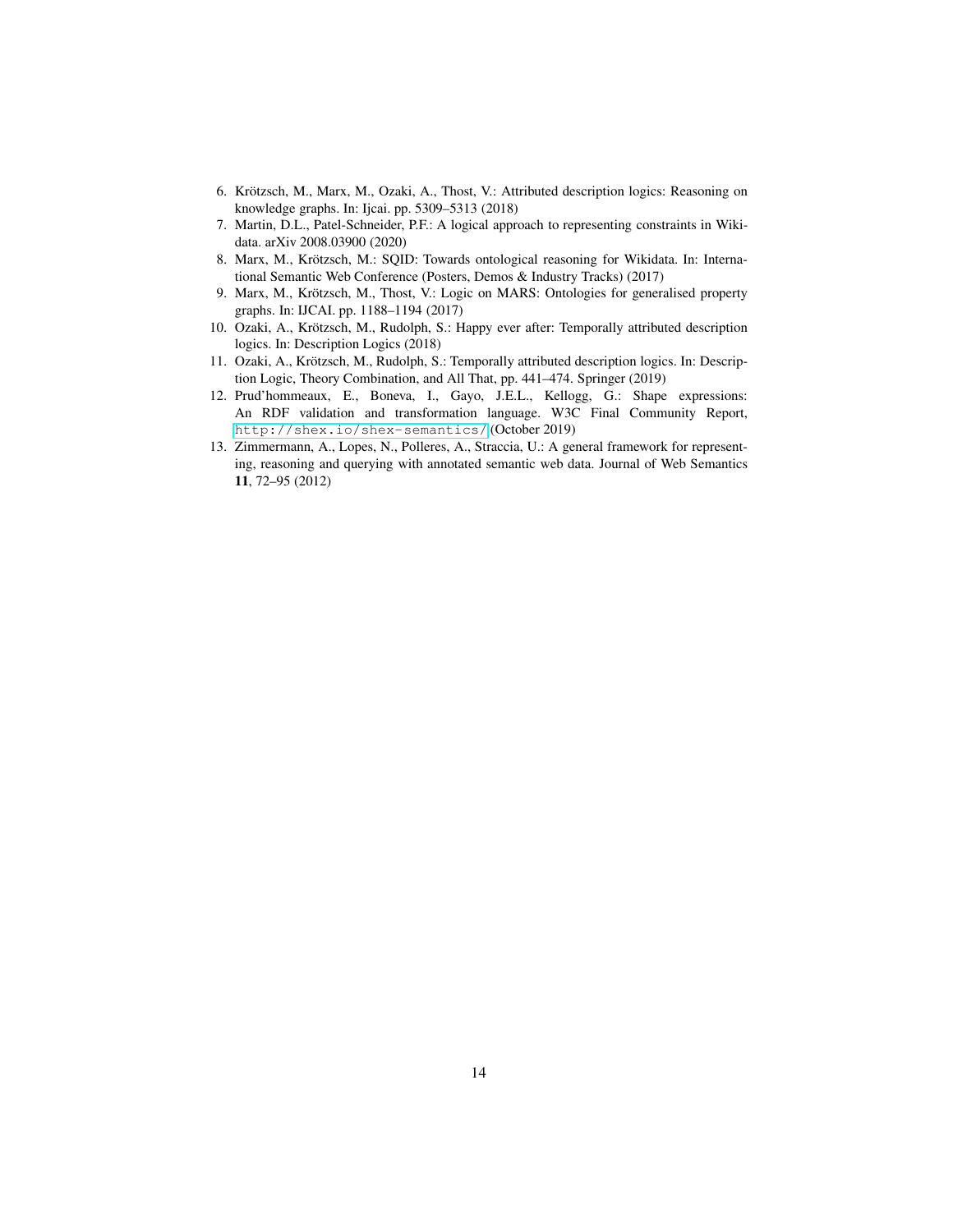6. Krötzsch, M., Marx, M., Ozaki, A., Thost, V.: Attributed description logics: Reasoning on knowledge graphs. In: Ijcai. pp. 5309–5313 (2018)
7. Martin, D.L., Patel-Schneider, P.F.: A logical approach to representing constraints in Wikidata. arXiv 2008.03900 (2020)
8. Marx, M., Krötzsch, M.: SQID: Towards ontological reasoning for Wikidata. In: International Semantic Web Conference (Posters, Demos & Industry Tracks) (2017)
9. Marx, M., Krötzsch, M., Thost, V.: Logic on MARS: Ontologies for generalised property graphs. In: IJCAI. pp. 1188–1194 (2017)
10. Ozaki, A., Krötzsch, M., Rudolph, S.: Happy ever after: Temporally attributed description logics. In: Description Logics (2018)
11. Ozaki, A., Krötzsch, M., Rudolph, S.: Temporally attributed description logics. In: Description Logic, Theory Combination, and All That, pp. 441–474. Springer (2019)
12. Prud'hommeaux, E., Boneva, I., Gayo, J.E.L., Kellogg, G.: Shape expressions: An RDF validation and transformation language. W3C Final Community Report, `http://shex.io/shex-semantics/` (October 2019)
13. Zimmermann, A., Lopes, N., Polleres, A., Straccia, U.: A general framework for representing, reasoning and querying with annotated semantic web data. Journal of Web Semantics **11**, 72–95 (2012)